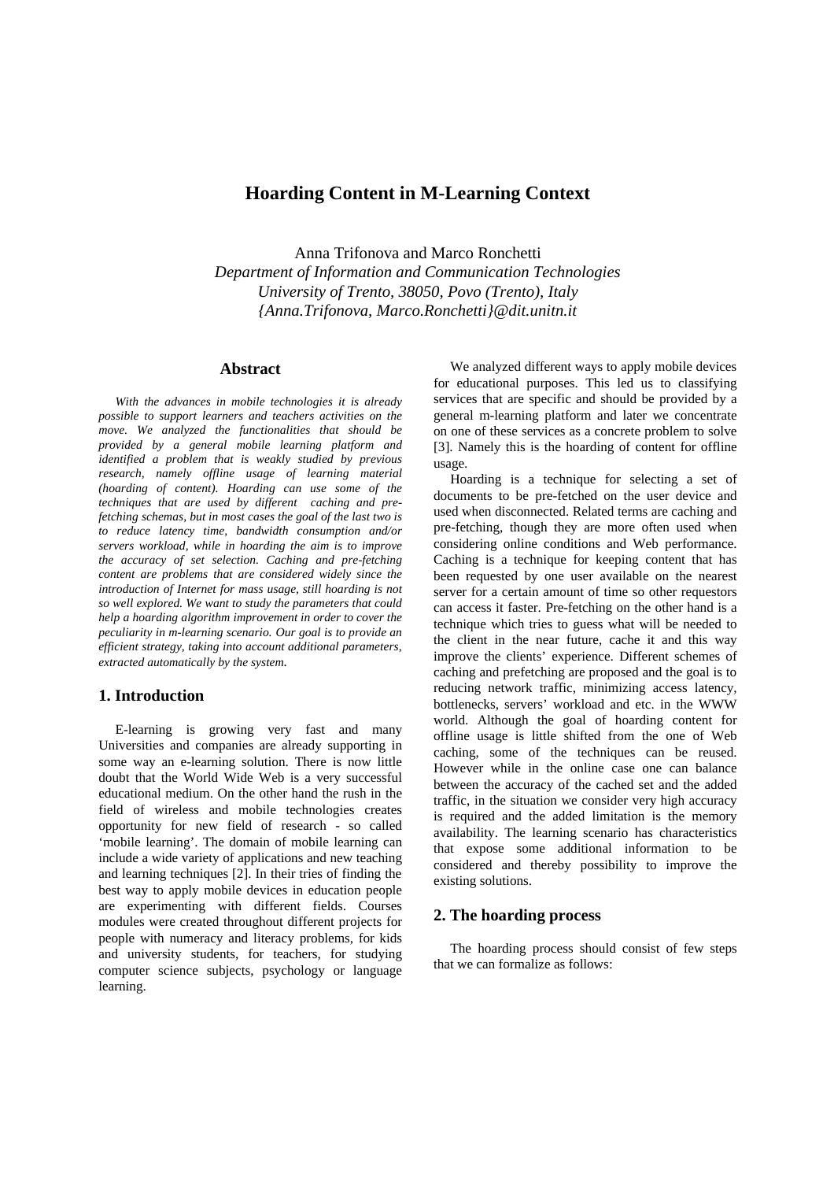# Hoarding Content in M-Learning Context

Anna Trifonova and Marco Ronchetti
*Department of Information and Communication Technologies*
*University of Trento, 38050, Povo (Trento), Italy*
*{Anna.Trifonova, Marco.Ronchetti}@dit.unitn.it*

## Abstract

*With the advances in mobile technologies it is already possible to support learners and teachers activities on the move. We analyzed the functionalities that should be provided by a general mobile learning platform and identified a problem that is weakly studied by previous research, namely offline usage of learning material (hoarding of content). Hoarding can use some of the techniques that are used by different caching and pre-fetching schemas, but in most cases the goal of the last two is to reduce latency time, bandwidth consumption and/or servers workload, while in hoarding the aim is to improve the accuracy of set selection. Caching and pre-fetching content are problems that are considered widely since the introduction of Internet for mass usage, still hoarding is not so well explored. We want to study the parameters that could help a hoarding algorithm improvement in order to cover the peculiarity in m-learning scenario. Our goal is to provide an efficient strategy, taking into account additional parameters, extracted automatically by the system.*

## 1. Introduction

E-learning is growing very fast and many Universities and companies are already supporting in some way an e-learning solution. There is now little doubt that the World Wide Web is a very successful educational medium. On the other hand the rush in the field of wireless and mobile technologies creates opportunity for new field of research - so called 'mobile learning'. The domain of mobile learning can include a wide variety of applications and new teaching and learning techniques [2]. In their tries of finding the best way to apply mobile devices in education people are experimenting with different fields. Courses modules were created throughout different projects for people with numeracy and literacy problems, for kids and university students, for teachers, for studying computer science subjects, psychology or language learning.

We analyzed different ways to apply mobile devices for educational purposes. This led us to classifying services that are specific and should be provided by a general m-learning platform and later we concentrate on one of these services as a concrete problem to solve [3]. Namely this is the hoarding of content for offline usage.

Hoarding is a technique for selecting a set of documents to be pre-fetched on the user device and used when disconnected. Related terms are caching and pre-fetching, though they are more often used when considering online conditions and Web performance. Caching is a technique for keeping content that has been requested by one user available on the nearest server for a certain amount of time so other requestors can access it faster. Pre-fetching on the other hand is a technique which tries to guess what will be needed to the client in the near future, cache it and this way improve the clients' experience. Different schemes of caching and prefetching are proposed and the goal is to reducing network traffic, minimizing access latency, bottlenecks, servers' workload and etc. in the WWW world. Although the goal of hoarding content for offline usage is little shifted from the one of Web caching, some of the techniques can be reused. However while in the online case one can balance between the accuracy of the cached set and the added traffic, in the situation we consider very high accuracy is required and the added limitation is the memory availability. The learning scenario has characteristics that expose some additional information to be considered and thereby possibility to improve the existing solutions.

## 2. The hoarding process

The hoarding process should consist of few steps that we can formalize as follows: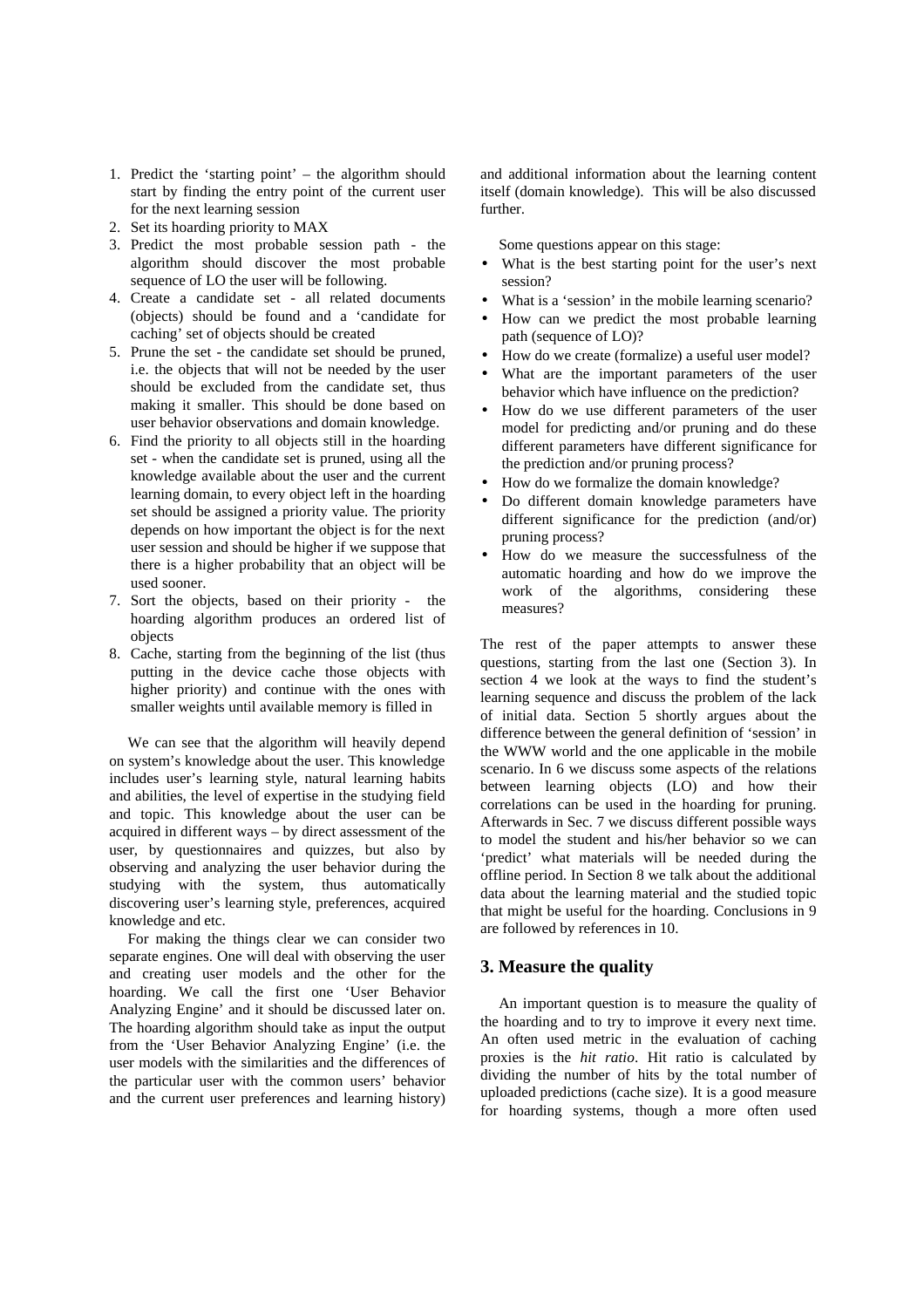1. Predict the 'starting point' – the algorithm should start by finding the entry point of the current user for the next learning session
2. Set its hoarding priority to MAX
3. Predict the most probable session path - the algorithm should discover the most probable sequence of LO the user will be following.
4. Create a candidate set - all related documents (objects) should be found and a 'candidate for caching' set of objects should be created
5. Prune the set - the candidate set should be pruned, i.e. the objects that will not be needed by the user should be excluded from the candidate set, thus making it smaller. This should be done based on user behavior observations and domain knowledge.
6. Find the priority to all objects still in the hoarding set - when the candidate set is pruned, using all the knowledge available about the user and the current learning domain, to every object left in the hoarding set should be assigned a priority value. The priority depends on how important the object is for the next user session and should be higher if we suppose that there is a higher probability that an object will be used sooner.
7. Sort the objects, based on their priority - the hoarding algorithm produces an ordered list of objects
8. Cache, starting from the beginning of the list (thus putting in the device cache those objects with higher priority) and continue with the ones with smaller weights until available memory is filled in

We can see that the algorithm will heavily depend on system's knowledge about the user. This knowledge includes user's learning style, natural learning habits and abilities, the level of expertise in the studying field and topic. This knowledge about the user can be acquired in different ways – by direct assessment of the user, by questionnaires and quizzes, but also by observing and analyzing the user behavior during the studying with the system, thus automatically discovering user's learning style, preferences, acquired knowledge and etc.

For making the things clear we can consider two separate engines. One will deal with observing the user and creating user models and the other for the hoarding. We call the first one 'User Behavior Analyzing Engine' and it should be discussed later on. The hoarding algorithm should take as input the output from the 'User Behavior Analyzing Engine' (i.e. the user models with the similarities and the differences of the particular user with the common users' behavior and the current user preferences and learning history) and additional information about the learning content itself (domain knowledge). This will be also discussed further.

Some questions appear on this stage:

- What is the best starting point for the user's next session?
- What is a 'session' in the mobile learning scenario?
- How can we predict the most probable learning path (sequence of LO)?
- How do we create (formalize) a useful user model?
- What are the important parameters of the user behavior which have influence on the prediction?
- How do we use different parameters of the user model for predicting and/or pruning and do these different parameters have different significance for the prediction and/or pruning process?
- How do we formalize the domain knowledge?
- Do different domain knowledge parameters have different significance for the prediction (and/or) pruning process?
- How do we measure the successfulness of the automatic hoarding and how do we improve the work of the algorithms, considering these measures?

The rest of the paper attempts to answer these questions, starting from the last one (Section 3). In section 4 we look at the ways to find the student's learning sequence and discuss the problem of the lack of initial data. Section 5 shortly argues about the difference between the general definition of 'session' in the WWW world and the one applicable in the mobile scenario. In 6 we discuss some aspects of the relations between learning objects (LO) and how their correlations can be used in the hoarding for pruning. Afterwards in Sec. 7 we discuss different possible ways to model the student and his/her behavior so we can 'predict' what materials will be needed during the offline period. In Section 8 we talk about the additional data about the learning material and the studied topic that might be useful for the hoarding. Conclusions in 9 are followed by references in 10.

## 3. Measure the quality

An important question is to measure the quality of the hoarding and to try to improve it every next time. An often used metric in the evaluation of caching proxies is the *hit ratio*. Hit ratio is calculated by dividing the number of hits by the total number of uploaded predictions (cache size). It is a good measure for hoarding systems, though a more often used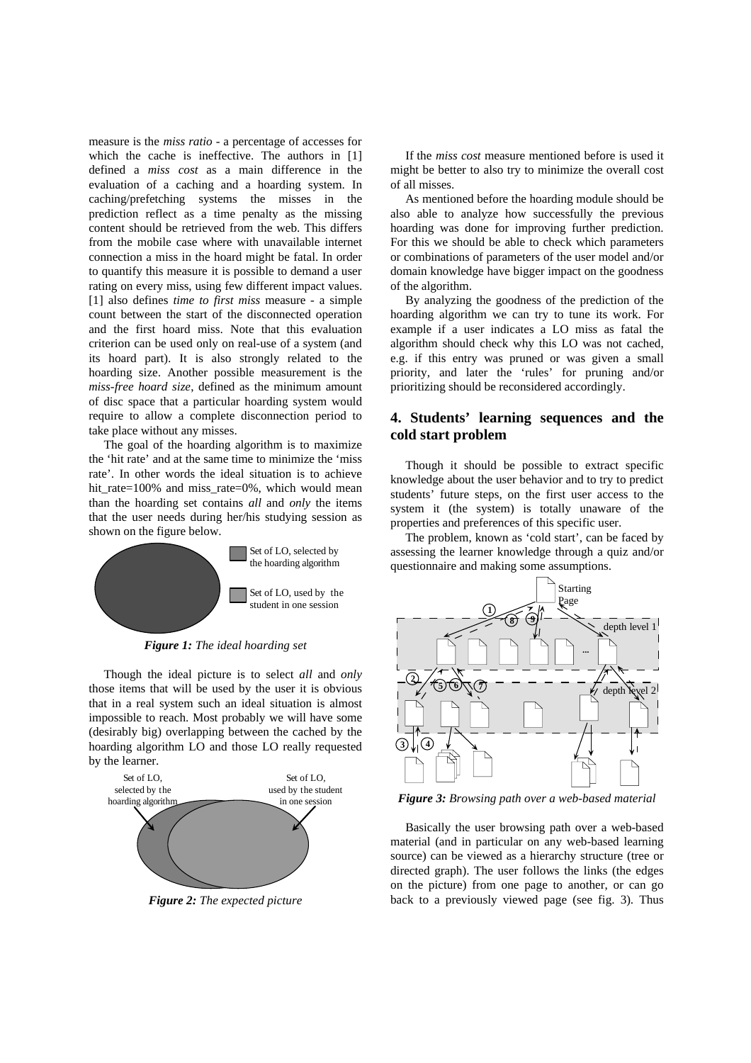measure is the *miss ratio* - a percentage of accesses for which the cache is ineffective. The authors in [1] defined a *miss cost* as a main difference in the evaluation of a caching and a hoarding system. In caching/prefetching systems the misses in the prediction reflect as a time penalty as the missing content should be retrieved from the web. This differs from the mobile case where with unavailable internet connection a miss in the hoard might be fatal. In order to quantify this measure it is possible to demand a user rating on every miss, using few different impact values. [1] also defines *time to first miss* measure - a simple count between the start of the disconnected operation and the first hoard miss. Note that this evaluation criterion can be used only on real-use of a system (and its hoard part). It is also strongly related to the hoarding size. Another possible measurement is the *miss-free hoard size*, defined as the minimum amount of disc space that a particular hoarding system would require to allow a complete disconnection period to take place without any misses.

The goal of the hoarding algorithm is to maximize the 'hit rate' and at the same time to minimize the 'miss rate'. In other words the ideal situation is to achieve hit_rate=100% and miss_rate=0%, which would mean than the hoarding set contains *all* and *only* the items that the user needs during her/his studying session as shown on the figure below.

Set of LO, selected by the hoarding algorithm

Set of LO, used by the student in one session

***Figure 1:*** *The ideal hoarding set*

Though the ideal picture is to select *all* and *only* those items that will be used by the user it is obvious that in a real system such an ideal situation is almost impossible to reach. Most probably we will have some (desirably big) overlapping between the cached by the hoarding algorithm LO and those LO really requested by the learner.

Set of LO, selected by the hoarding algorithm

Set of LO, used by the student in one session

***Figure 2:*** *The expected picture*

If the *miss cost* measure mentioned before is used it might be better to also try to minimize the overall cost of all misses.

As mentioned before the hoarding module should be also able to analyze how successfully the previous hoarding was done for improving further prediction. For this we should be able to check which parameters or combinations of parameters of the user model and/or domain knowledge have bigger impact on the goodness of the algorithm.

By analyzing the goodness of the prediction of the hoarding algorithm we can try to tune its work. For example if a user indicates a LO miss as fatal the algorithm should check why this LO was not cached, e.g. if this entry was pruned or was given a small priority, and later the 'rules' for pruning and/or prioritizing should be reconsidered accordingly.

## 4. Students' learning sequences and the cold start problem

Though it should be possible to extract specific knowledge about the user behavior and to try to predict students' future steps, on the first user access to the system it (the system) is totally unaware of the properties and preferences of this specific user.

The problem, known as 'cold start', can be faced by assessing the learner knowledge through a quiz and/or questionnaire and making some assumptions.

Starting Page

depth level 1

depth level 2

1 2 3 4 5 6 7 8 9

***Figure 3:*** *Browsing path over a web-based material*

Basically the user browsing path over a web-based material (and in particular on any web-based learning source) can be viewed as a hierarchy structure (tree or directed graph). The user follows the links (the edges on the picture) from one page to another, or can go back to a previously viewed page (see fig. 3). Thus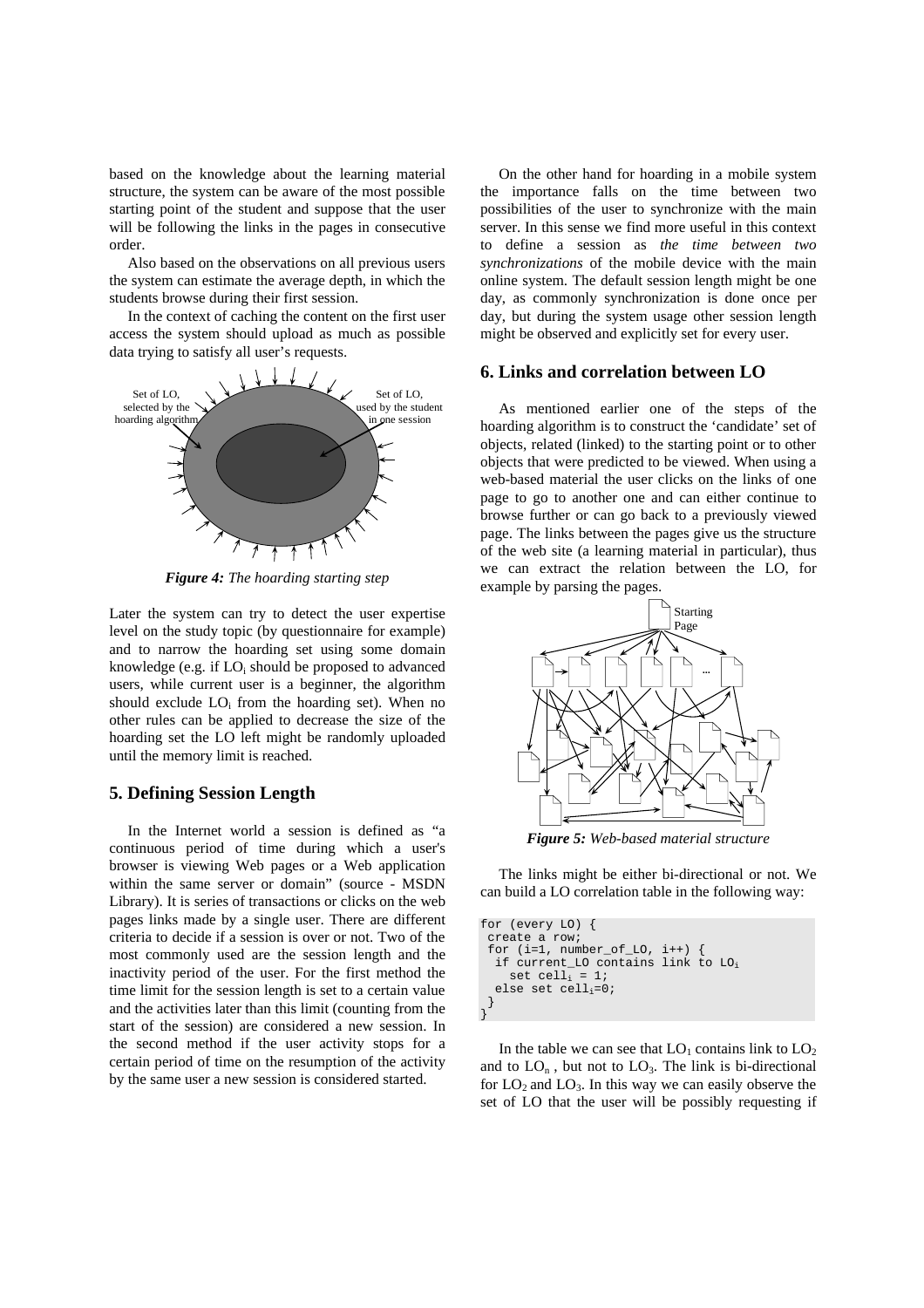based on the knowledge about the learning material structure, the system can be aware of the most possible starting point of the student and suppose that the user will be following the links in the pages in consecutive order.

Also based on the observations on all previous users the system can estimate the average depth, in which the students browse during their first session.

In the context of caching the content on the first user access the system should upload as much as possible data trying to satisfy all user's requests.

Set of LO, selected by the hoarding algorithm

Set of LO, used by the student in one session

***Figure 4:*** *The hoarding starting step*

Later the system can try to detect the user expertise level on the study topic (by questionnaire for example) and to narrow the hoarding set using some domain knowledge (e.g. if $LO_i$ should be proposed to advanced users, while current user is a beginner, the algorithm should exclude $LO_i$ from the hoarding set). When no other rules can be applied to decrease the size of the hoarding set the LO left might be randomly uploaded until the memory limit is reached.

## 5. Defining Session Length

In the Internet world a session is defined as "a continuous period of time during which a user's browser is viewing Web pages or a Web application within the same server or domain" (source - MSDN Library). It is series of transactions or clicks on the web pages links made by a single user. There are different criteria to decide if a session is over or not. Two of the most commonly used are the session length and the inactivity period of the user. For the first method the time limit for the session length is set to a certain value and the activities later than this limit (counting from the start of the session) are considered a new session. In the second method if the user activity stops for a certain period of time on the resumption of the activity by the same user a new session is considered started.

On the other hand for hoarding in a mobile system the importance falls on the time between two possibilities of the user to synchronize with the main server. In this sense we find more useful in this context to define a session as *the time between two synchronizations* of the mobile device with the main online system. The default session length might be one day, as commonly synchronization is done once per day, but during the system usage other session length might be observed and explicitly set for every user.

## 6. Links and correlation between LO

As mentioned earlier one of the steps of the hoarding algorithm is to construct the 'candidate' set of objects, related (linked) to the starting point or to other objects that were predicted to be viewed. When using a web-based material the user clicks on the links of one page to go to another one and can either continue to browse further or can go back to a previously viewed page. The links between the pages give us the structure of the web site (a learning material in particular), thus we can extract the relation between the LO, for example by parsing the pages.

Starting Page

...

***Figure 5:*** *Web-based material structure*

The links might be either bi-directional or not. We can build a LO correlation table in the following way:

```
for (every LO) {
 create a row;
 for (i=1, number_of_LO, i++) {
  if current_LO contains link to LOi
    set celli = 1;
  else set celli=0;
 }
}
```

In the table we can see that $LO_1$ contains link to $LO_2$ and to $LO_n$ , but not to $LO_3$. The link is bi-directional for $LO_2$ and $LO_3$. In this way we can easily observe the set of LO that the user will be possibly requesting if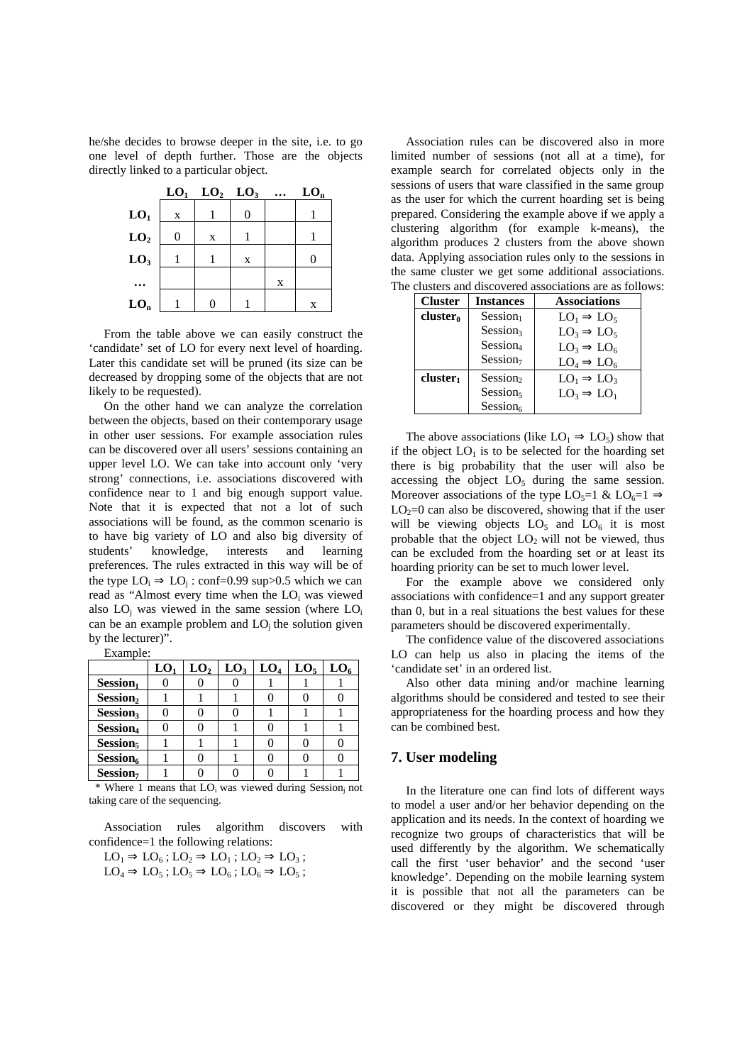he/she decides to browse deeper in the site, i.e. to go one level of depth further. Those are the objects directly linked to a particular object.

| | $LO_1$ | $LO_2$ | $LO_3$ | … | $LO_n$ |
|---|---|---|---|---|---|
| $LO_1$ | x | 1 | 0 | | 1 |
| $LO_2$ | 0 | x | 1 | | 1 |
| $LO_3$ | 1 | 1 | x | | 0 |
| … | | | | x | |
| $LO_n$ | 1 | 0 | 1 | | x |

From the table above we can easily construct the 'candidate' set of LO for every next level of hoarding. Later this candidate set will be pruned (its size can be decreased by dropping some of the objects that are not likely to be requested).

On the other hand we can analyze the correlation between the objects, based on their contemporary usage in other user sessions. For example association rules can be discovered over all users' sessions containing an upper level LO. We can take into account only 'very strong' connections, i.e. associations discovered with confidence near to 1 and big enough support value. Note that it is expected that not a lot of such associations will be found, as the common scenario is to have big variety of LO and also big diversity of students' knowledge, interests and learning preferences. The rules extracted in this way will be of the type $LO_i \Rightarrow LO_j$ : conf=0.99 sup>0.5 which we can read as "Almost every time when the $LO_i$ was viewed also $LO_j$ was viewed in the same session (where $LO_i$ can be an example problem and $LO_j$ the solution given by the lecturer)".

Example:

| | $LO_1$ | $LO_2$ | $LO_3$ | $LO_4$ | $LO_5$ | $LO_6$ |
|---|---|---|---|---|---|---|
| **Session$_1$** | 0 | 0 | 0 | 1 | 1 | 1 |
| **Session$_2$** | 1 | 1 | 1 | 0 | 0 | 0 |
| **Session$_3$** | 0 | 0 | 0 | 1 | 1 | 1 |
| **Session$_4$** | 0 | 0 | 1 | 0 | 1 | 1 |
| **Session$_5$** | 1 | 1 | 1 | 0 | 0 | 0 |
| **Session$_6$** | 1 | 0 | 1 | 0 | 0 | 0 |
| **Session$_7$** | 1 | 0 | 0 | 0 | 1 | 1 |

\* Where 1 means that $LO_i$ was viewed during $Session_j$ not taking care of the sequencing.

Association rules algorithm discovers with confidence=1 the following relations:

$LO_1 \Rightarrow LO_6$ ; $LO_2 \Rightarrow LO_1$ ; $LO_2 \Rightarrow LO_3$ ;
$LO_4 \Rightarrow LO_5$ ; $LO_5 \Rightarrow LO_6$ ; $LO_6 \Rightarrow LO_5$ ;

Association rules can be discovered also in more limited number of sessions (not all at a time), for example search for correlated objects only in the sessions of users that ware classified in the same group as the user for which the current hoarding set is being prepared. Considering the example above if we apply a clustering algorithm (for example k-means), the algorithm produces 2 clusters from the above shown data. Applying association rules only to the sessions in the same cluster we get some additional associations. The clusters and discovered associations are as follows:

| Cluster | Instances | Associations |
|---|---|---|
| **cluster$_0$** | Session$_1$<br>Session$_3$<br>Session$_4$<br>Session$_7$ | $LO_1 \Rightarrow LO_5$<br>$LO_3 \Rightarrow LO_5$<br>$LO_3 \Rightarrow LO_6$<br>$LO_4 \Rightarrow LO_6$ |
| **cluster$_1$** | Session$_2$<br>Session$_5$<br>Session$_6$ | $LO_1 \Rightarrow LO_3$<br>$LO_3 \Rightarrow LO_1$ |

The above associations (like $LO_1 \Rightarrow LO_5$) show that if the object $LO_1$ is to be selected for the hoarding set there is big probability that the user will also be accessing the object $LO_5$ during the same session. Moreover associations of the type $LO_5$=1 & $LO_6$=1 $\Rightarrow$ $LO_2$=0 can also be discovered, showing that if the user will be viewing objects $LO_5$ and $LO_6$ it is most probable that the object $LO_2$ will not be viewed, thus can be excluded from the hoarding set or at least its hoarding priority can be set to much lower level.

For the example above we considered only associations with confidence=1 and any support greater than 0, but in a real situations the best values for these parameters should be discovered experimentally.

The confidence value of the discovered associations LO can help us also in placing the items of the 'candidate set' in an ordered list.

Also other data mining and/or machine learning algorithms should be considered and tested to see their appropriateness for the hoarding process and how they can be combined best.

## 7. User modeling

In the literature one can find lots of different ways to model a user and/or her behavior depending on the application and its needs. In the context of hoarding we recognize two groups of characteristics that will be used differently by the algorithm. We schematically call the first 'user behavior' and the second 'user knowledge'. Depending on the mobile learning system it is possible that not all the parameters can be discovered or they might be discovered through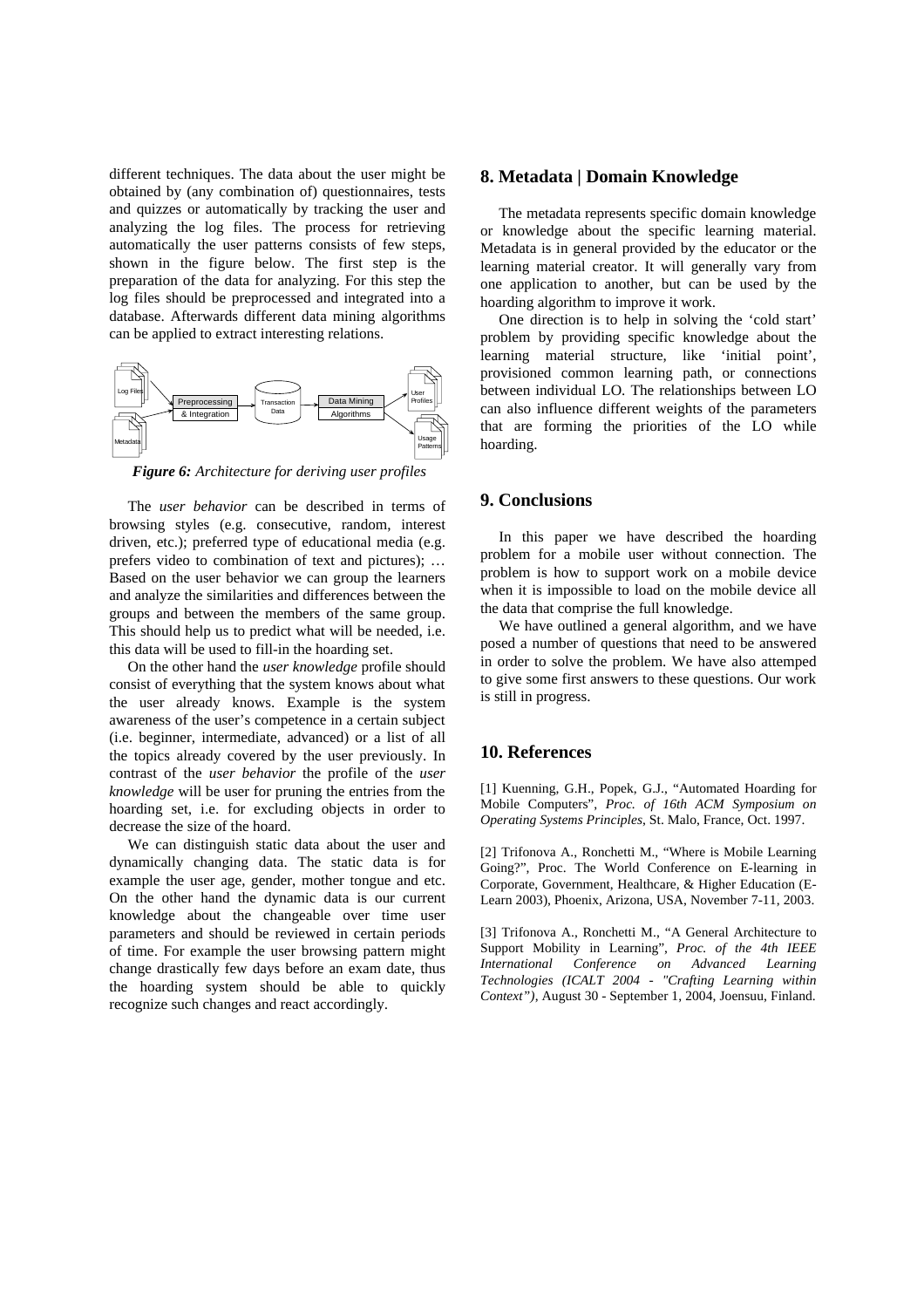different techniques. The data about the user might be obtained by (any combination of) questionnaires, tests and quizzes or automatically by tracking the user and analyzing the log files. The process for retrieving automatically the user patterns consists of few steps, shown in the figure below. The first step is the preparation of the data for analyzing. For this step the log files should be preprocessed and integrated into a database. Afterwards different data mining algorithms can be applied to extract interesting relations.

Log Files
Metadata
Preprocessing & Integration
Transaction Data
Data Mining Algorithms
User Profiles
Usage Patterns

***Figure 6:*** *Architecture for deriving user profiles*

The *user behavior* can be described in terms of browsing styles (e.g. consecutive, random, interest driven, etc.); preferred type of educational media (e.g. prefers video to combination of text and pictures); … Based on the user behavior we can group the learners and analyze the similarities and differences between the groups and between the members of the same group. This should help us to predict what will be needed, i.e. this data will be used to fill-in the hoarding set.

On the other hand the *user knowledge* profile should consist of everything that the system knows about what the user already knows. Example is the system awareness of the user's competence in a certain subject (i.e. beginner, intermediate, advanced) or a list of all the topics already covered by the user previously. In contrast of the *user behavior* the profile of the *user knowledge* will be user for pruning the entries from the hoarding set, i.e. for excluding objects in order to decrease the size of the hoard.

We can distinguish static data about the user and dynamically changing data. The static data is for example the user age, gender, mother tongue and etc. On the other hand the dynamic data is our current knowledge about the changeable over time user parameters and should be reviewed in certain periods of time. For example the user browsing pattern might change drastically few days before an exam date, thus the hoarding system should be able to quickly recognize such changes and react accordingly.

## 8. Metadata | Domain Knowledge

The metadata represents specific domain knowledge or knowledge about the specific learning material. Metadata is in general provided by the educator or the learning material creator. It will generally vary from one application to another, but can be used by the hoarding algorithm to improve it work.

One direction is to help in solving the 'cold start' problem by providing specific knowledge about the learning material structure, like 'initial point', provisioned common learning path, or connections between individual LO. The relationships between LO can also influence different weights of the parameters that are forming the priorities of the LO while hoarding.

## 9. Conclusions

In this paper we have described the hoarding problem for a mobile user without connection. The problem is how to support work on a mobile device when it is impossible to load on the mobile device all the data that comprise the full knowledge.

We have outlined a general algorithm, and we have posed a number of questions that need to be answered in order to solve the problem. We have also attemped to give some first answers to these questions. Our work is still in progress.

## 10. References

[1] Kuenning, G.H., Popek, G.J., "Automated Hoarding for Mobile Computers", *Proc. of 16th ACM Symposium on Operating Systems Principles*, St. Malo, France, Oct. 1997.

[2] Trifonova A., Ronchetti M., "Where is Mobile Learning Going?", Proc. The World Conference on E-learning in Corporate, Government, Healthcare, & Higher Education (E-Learn 2003), Phoenix, Arizona, USA, November 7-11, 2003.

[3] Trifonova A., Ronchetti M., "A General Architecture to Support Mobility in Learning", *Proc. of the 4th IEEE International Conference on Advanced Learning Technologies (ICALT 2004 - "Crafting Learning within Context")*, August 30 - September 1, 2004, Joensuu, Finland.